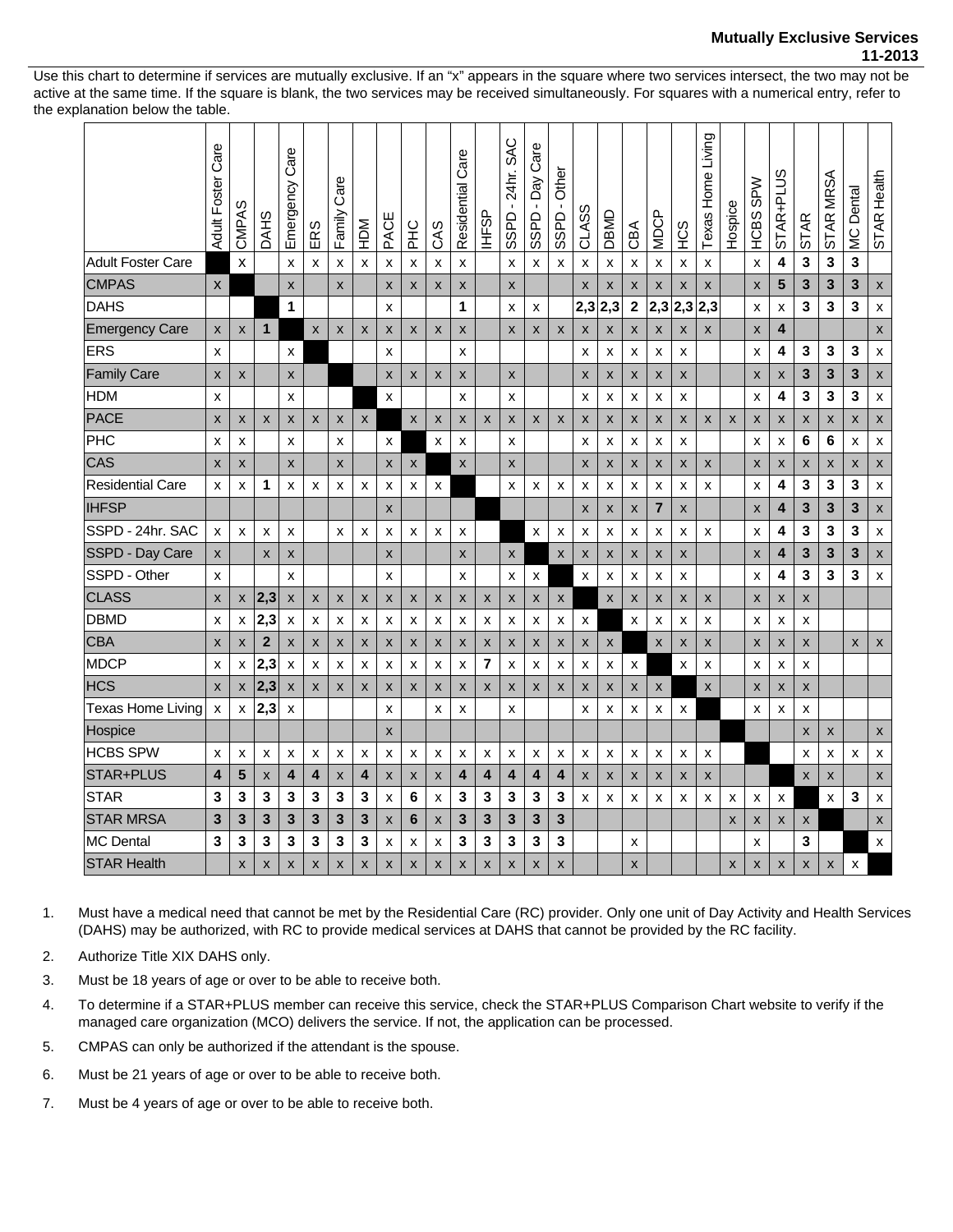**Mutually Exclusive Services**
**11-2013**

Use this chart to determine if services are mutually exclusive. If an "x" appears in the square where two services intersect, the two may not be active at the same time. If the square is blank, the two services may be received simultaneously. For squares with a numerical entry, refer to the explanation below the table.

| | Adult Foster Care | CMPAS | DAHS | Emergency Care | ERS | Family Care | HDM | PACE | PHC | CAS | Residential Care | IHFSP | SSPD - 24hr. SAC | SSPD - Day Care | SSPD - Other | CLASS | DBMD | CBA | MDCP | HCS | Texas Home Living | Hospice | HCBS SPW | STAR+PLUS | STAR | STAR MRSA | MC Dental | STAR Health |
|---|---|---|---|---|---|---|---|---|---|---|---|---|---|---|---|---|---|---|---|---|---|---|---|---|---|---|---|---|
| Adult Foster Care | | x | | x | x | x | x | x | x | x | x | | x | x | x | x | x | x | x | x | x | | x | 4 | 3 | 3 | 3 | |
| CMPAS | x | | | x | | x | | x | x | x | x | | x | | | x | x | x | x | x | x | | x | 5 | 3 | 3 | 3 | x |
| DAHS | | | | 1 | | | | x | | | 1 | | x | x | | 2,3 | 2,3 | 2 | 2,3 | 2,3 | 2,3 | | x | x | 3 | 3 | 3 | x |
| Emergency Care | x | x | 1 | | x | x | x | x | x | x | x | | x | x | x | x | x | x | x | x | x | | x | 4 | | | | x |
| ERS | x | | | x | | | | x | | | x | | | | | x | x | x | x | x | | | x | 4 | 3 | 3 | 3 | x |
| Family Care | x | x | | x | | | | x | x | x | x | | x | | | x | x | x | x | x | | | x | x | 3 | 3 | 3 | x |
| HDM | x | | | x | | | | x | | | x | | x | | | x | x | x | x | x | | | x | 4 | 3 | 3 | 3 | x |
| PACE | x | x | x | x | x | x | x | | x | x | x | x | x | x | x | x | x | x | x | x | x | x | x | x | x | x | x | x |
| PHC | x | x | | x | | x | | x | | x | x | | x | | | x | x | x | x | x | | | x | x | 6 | 6 | x | x |
| CAS | x | x | | x | | x | | x | x | | x | | x | | | x | x | x | x | x | x | | x | x | x | x | x | x |
| Residential Care | x | x | 1 | x | x | x | x | x | x | x | | | x | x | x | x | x | x | x | x | x | | x | 4 | 3 | 3 | 3 | x |
| IHFSP | | | | | | | | x | | | | | | | | x | x | x | 7 | x | | | x | 4 | 3 | 3 | 3 | x |
| SSPD - 24hr. SAC | x | x | x | x | | x | x | x | x | x | x | | | x | x | x | x | x | x | x | x | | x | 4 | 3 | 3 | 3 | x |
| SSPD - Day Care | x | | x | x | | | | x | | | x | | x | | x | x | x | x | x | x | | | x | 4 | 3 | 3 | 3 | x |
| SSPD - Other | x | | | x | | | | x | | | x | | x | x | | x | x | x | x | x | | | x | 4 | 3 | 3 | 3 | x |
| CLASS | x | x | 2,3 | x | x | x | x | x | x | x | x | x | x | x | x | | x | x | x | x | x | | x | x | x | | | |
| DBMD | x | x | 2,3 | x | x | x | x | x | x | x | x | x | x | x | x | x | | x | x | x | x | | x | x | x | | | |
| CBA | x | x | 2 | x | x | x | x | x | x | x | x | x | x | x | x | x | x | | x | x | x | | x | x | x | | x | x |
| MDCP | x | x | 2,3 | x | x | x | x | x | x | x | x | 7 | x | x | x | x | x | x | | x | x | | x | x | x | | | |
| HCS | x | x | 2,3 | x | x | x | x | x | x | x | x | x | x | x | x | x | x | x | x | | x | | x | x | x | | | |
| Texas Home Living | x | x | 2,3 | x | | | | x | | x | x | | x | | | x | x | x | x | x | | | x | x | x | | | |
| Hospice | | | | | | | | x | | | | | | | | | | | | | | | | | x | x | | x |
| HCBS SPW | x | x | x | x | x | x | x | x | x | x | x | x | x | x | x | x | x | x | x | x | x | | | | x | x | x | x |
| STAR+PLUS | 4 | 5 | x | 4 | 4 | x | 4 | x | x | x | 4 | 4 | 4 | 4 | 4 | x | x | x | x | x | x | | | | x | x | | x |
| STAR | 3 | 3 | 3 | 3 | 3 | 3 | 3 | x | 6 | x | 3 | 3 | 3 | 3 | 3 | x | x | x | x | x | x | x | x | x | | x | 3 | x |
| STAR MRSA | 3 | 3 | 3 | 3 | 3 | 3 | 3 | x | 6 | x | 3 | 3 | 3 | 3 | 3 | | | | | | | x | x | x | x | | | x |
| MC Dental | 3 | 3 | 3 | 3 | 3 | 3 | 3 | x | x | x | 3 | 3 | 3 | 3 | 3 | | | x | | | | | x | | 3 | | | x |
| STAR Health | | x | x | x | x | x | x | x | x | x | x | x | x | x | x | | | x | | | | x | x | x | x | x | x | |

1. Must have a medical need that cannot be met by the Residential Care (RC) provider. Only one unit of Day Activity and Health Services (DAHS) may be authorized, with RC to provide medical services at DAHS that cannot be provided by the RC facility.
2. Authorize Title XIX DAHS only.
3. Must be 18 years of age or over to be able to receive both.
4. To determine if a STAR+PLUS member can receive this service, check the STAR+PLUS Comparison Chart website to verify if the managed care organization (MCO) delivers the service. If not, the application can be processed.
5. CMPAS can only be authorized if the attendant is the spouse.
6. Must be 21 years of age or over to be able to receive both.
7. Must be 4 years of age or over to be able to receive both.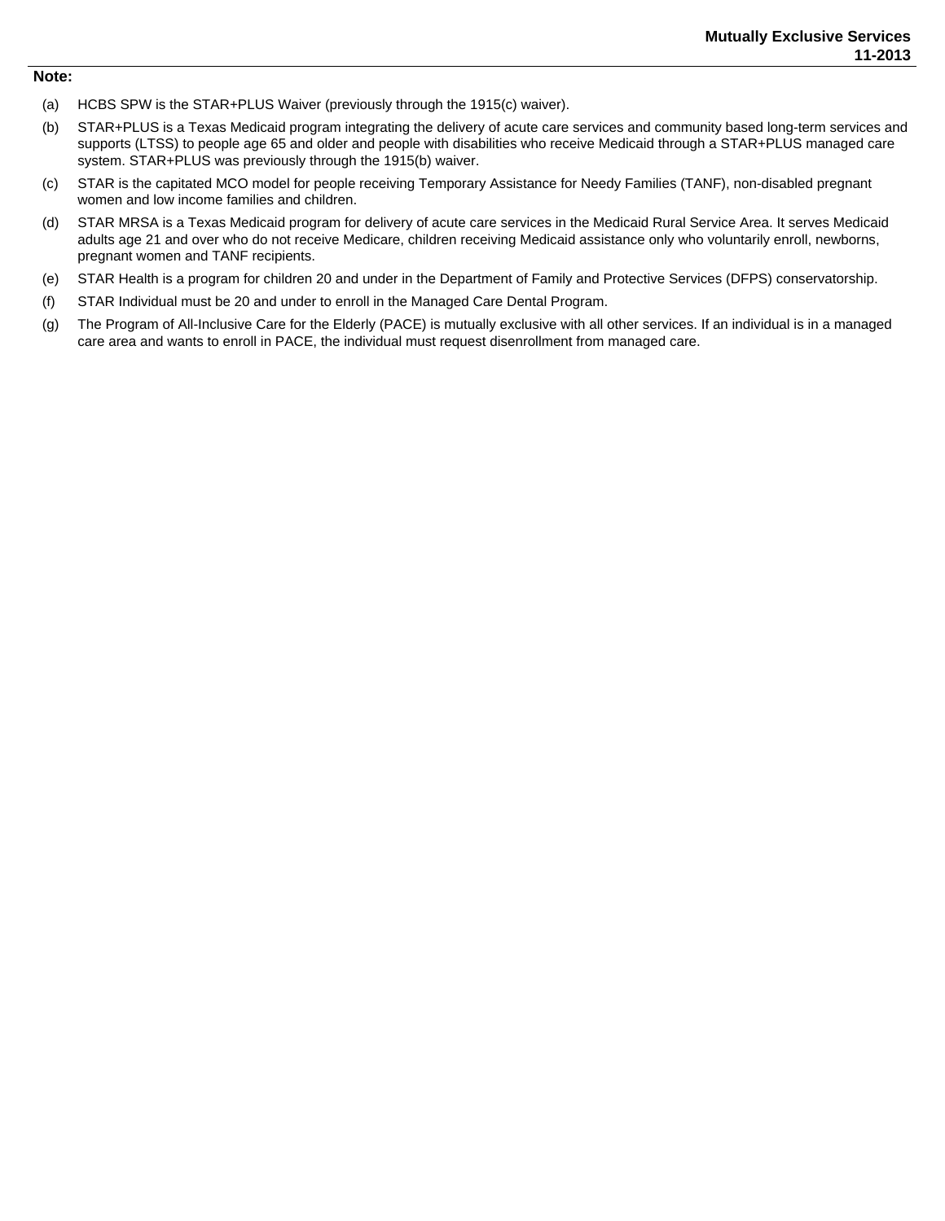**Note:**

(a) HCBS SPW is the STAR+PLUS Waiver (previously through the 1915(c) waiver).

(b) STAR+PLUS is a Texas Medicaid program integrating the delivery of acute care services and community based long-term services and supports (LTSS) to people age 65 and older and people with disabilities who receive Medicaid through a STAR+PLUS managed care system. STAR+PLUS was previously through the 1915(b) waiver.

(c) STAR is the capitated MCO model for people receiving Temporary Assistance for Needy Families (TANF), non-disabled pregnant women and low income families and children.

(d) STAR MRSA is a Texas Medicaid program for delivery of acute care services in the Medicaid Rural Service Area. It serves Medicaid adults age 21 and over who do not receive Medicare, children receiving Medicaid assistance only who voluntarily enroll, newborns, pregnant women and TANF recipients.

(e) STAR Health is a program for children 20 and under in the Department of Family and Protective Services (DFPS) conservatorship.

(f) STAR Individual must be 20 and under to enroll in the Managed Care Dental Program.

(g) The Program of All-Inclusive Care for the Elderly (PACE) is mutually exclusive with all other services. If an individual is in a managed care area and wants to enroll in PACE, the individual must request disenrollment from managed care.